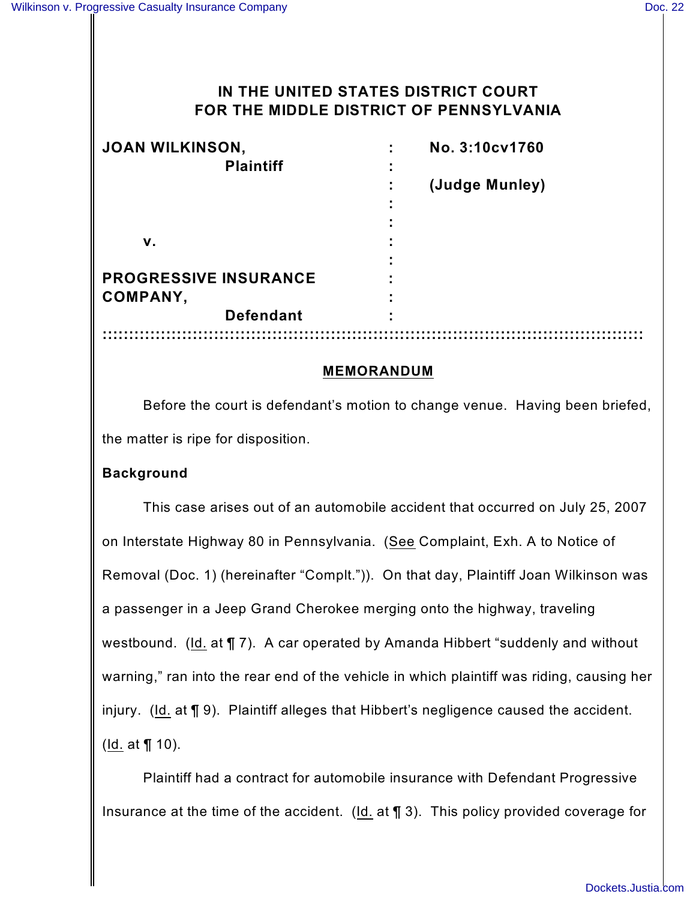# IN THE UNITED STATES DISTRICT COURT FOR THE MIDDLE DISTRICT OF PENNSYLVANIA

| | | |
|---|---|---|
| **JOAN WILKINSON,** | : | **No. 3:10cv1760** |
| **Plaintiff** | : | |
| | : | **(Judge Munley)** |
| | : | |
| | : | |
| **v.** | : | |
| | : | |
| **PROGRESSIVE INSURANCE COMPANY,** | : | |
| **Defendant** | : | |

## MEMORANDUM

Before the court is defendant's motion to change venue. Having been briefed, the matter is ripe for disposition.

**Background**

This case arises out of an automobile accident that occurred on July 25, 2007 on Interstate Highway 80 in Pennsylvania. (See Complaint, Exh. A to Notice of Removal (Doc. 1) (hereinafter "Complt.")). On that day, Plaintiff Joan Wilkinson was a passenger in a Jeep Grand Cherokee merging onto the highway, traveling westbound. (Id. at ¶ 7). A car operated by Amanda Hibbert "suddenly and without warning," ran into the rear end of the vehicle in which plaintiff was riding, causing her injury. (Id. at ¶ 9). Plaintiff alleges that Hibbert's negligence caused the accident. (Id. at ¶ 10).

Plaintiff had a contract for automobile insurance with Defendant Progressive Insurance at the time of the accident. (Id. at ¶ 3). This policy provided coverage for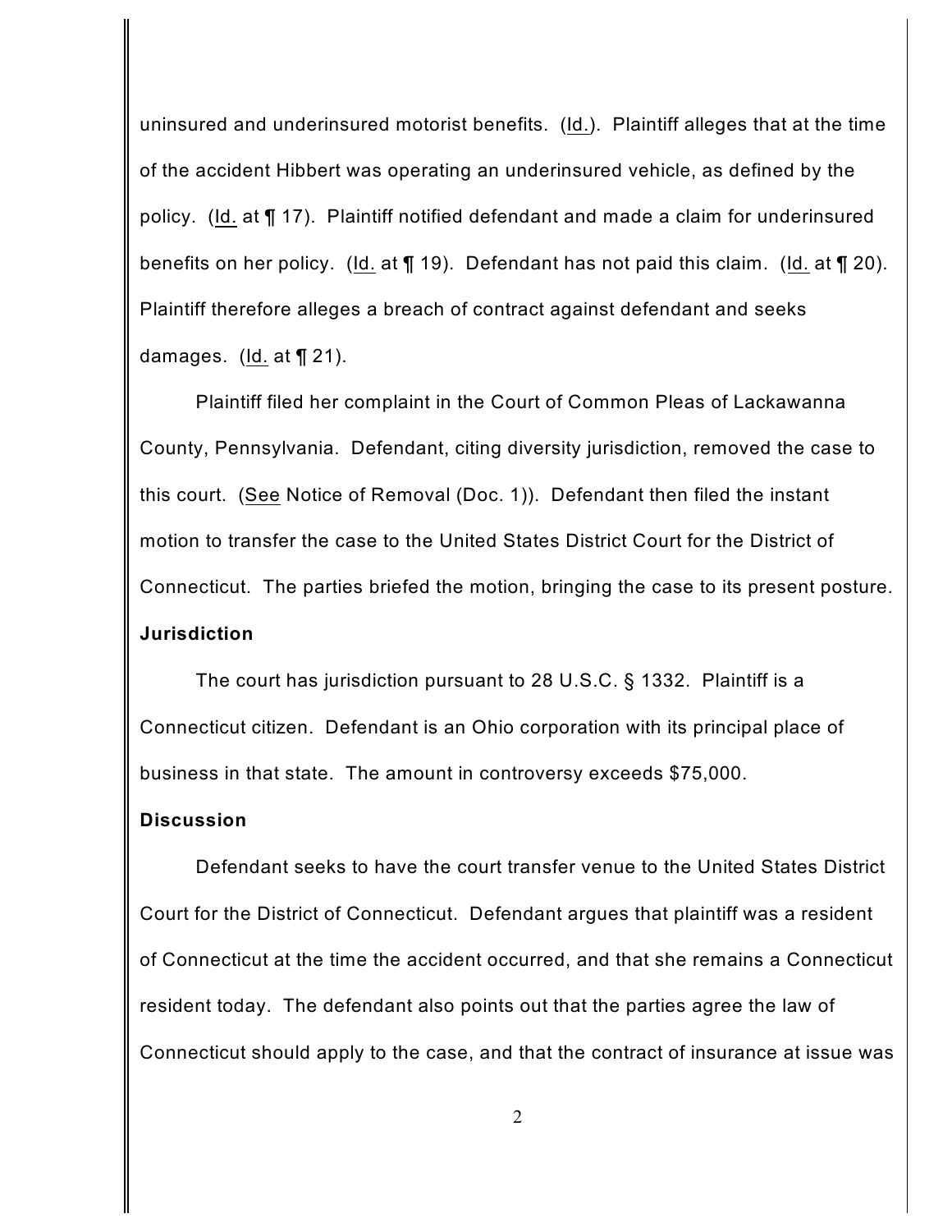uninsured and underinsured motorist benefits. (Id.). Plaintiff alleges that at the time of the accident Hibbert was operating an underinsured vehicle, as defined by the policy. (Id. at ¶ 17). Plaintiff notified defendant and made a claim for underinsured benefits on her policy. (Id. at ¶ 19). Defendant has not paid this claim. (Id. at ¶ 20). Plaintiff therefore alleges a breach of contract against defendant and seeks damages. (Id. at ¶ 21).

Plaintiff filed her complaint in the Court of Common Pleas of Lackawanna County, Pennsylvania. Defendant, citing diversity jurisdiction, removed the case to this court. (See Notice of Removal (Doc. 1)). Defendant then filed the instant motion to transfer the case to the United States District Court for the District of Connecticut. The parties briefed the motion, bringing the case to its present posture.

**Jurisdiction**

The court has jurisdiction pursuant to 28 U.S.C. § 1332. Plaintiff is a Connecticut citizen. Defendant is an Ohio corporation with its principal place of business in that state. The amount in controversy exceeds $75,000.

**Discussion**

Defendant seeks to have the court transfer venue to the United States District Court for the District of Connecticut. Defendant argues that plaintiff was a resident of Connecticut at the time the accident occurred, and that she remains a Connecticut resident today. The defendant also points out that the parties agree the law of Connecticut should apply to the case, and that the contract of insurance at issue was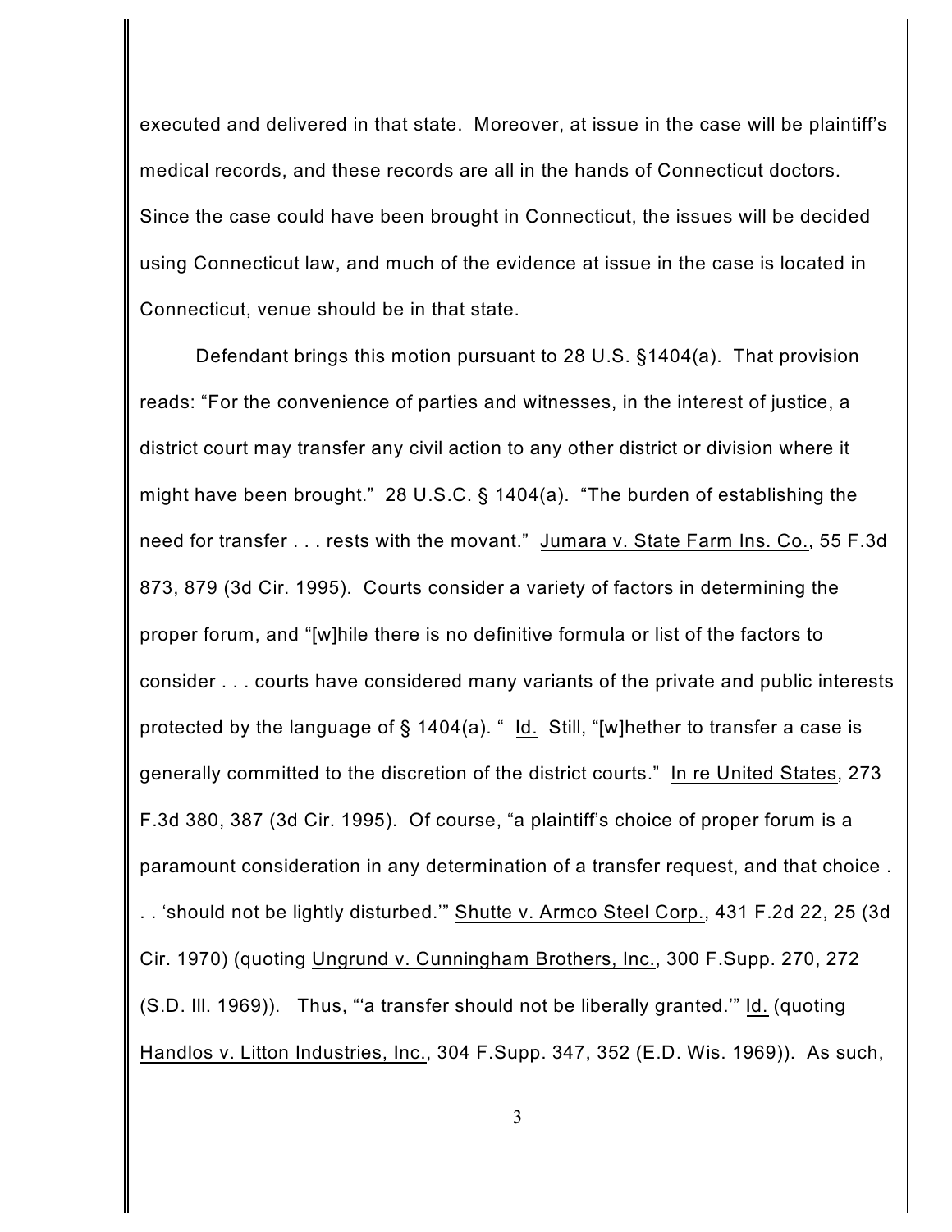executed and delivered in that state. Moreover, at issue in the case will be plaintiff's medical records, and these records are all in the hands of Connecticut doctors. Since the case could have been brought in Connecticut, the issues will be decided using Connecticut law, and much of the evidence at issue in the case is located in Connecticut, venue should be in that state.

Defendant brings this motion pursuant to 28 U.S. §1404(a). That provision reads: "For the convenience of parties and witnesses, in the interest of justice, a district court may transfer any civil action to any other district or division where it might have been brought." 28 U.S.C. § 1404(a). "The burden of establishing the need for transfer . . . rests with the movant." Jumara v. State Farm Ins. Co., 55 F.3d 873, 879 (3d Cir. 1995). Courts consider a variety of factors in determining the proper forum, and "[w]hile there is no definitive formula or list of the factors to consider . . . courts have considered many variants of the private and public interests protected by the language of § 1404(a). " Id. Still, "[w]hether to transfer a case is generally committed to the discretion of the district courts." In re United States, 273 F.3d 380, 387 (3d Cir. 1995). Of course, "a plaintiff's choice of proper forum is a paramount consideration in any determination of a transfer request, and that choice . . . 'should not be lightly disturbed.'" Shutte v. Armco Steel Corp., 431 F.2d 22, 25 (3d Cir. 1970) (quoting Ungrund v. Cunningham Brothers, Inc., 300 F.Supp. 270, 272 (S.D. Ill. 1969)). Thus, "'a transfer should not be liberally granted.'" Id. (quoting Handlos v. Litton Industries, Inc., 304 F.Supp. 347, 352 (E.D. Wis. 1969)). As such,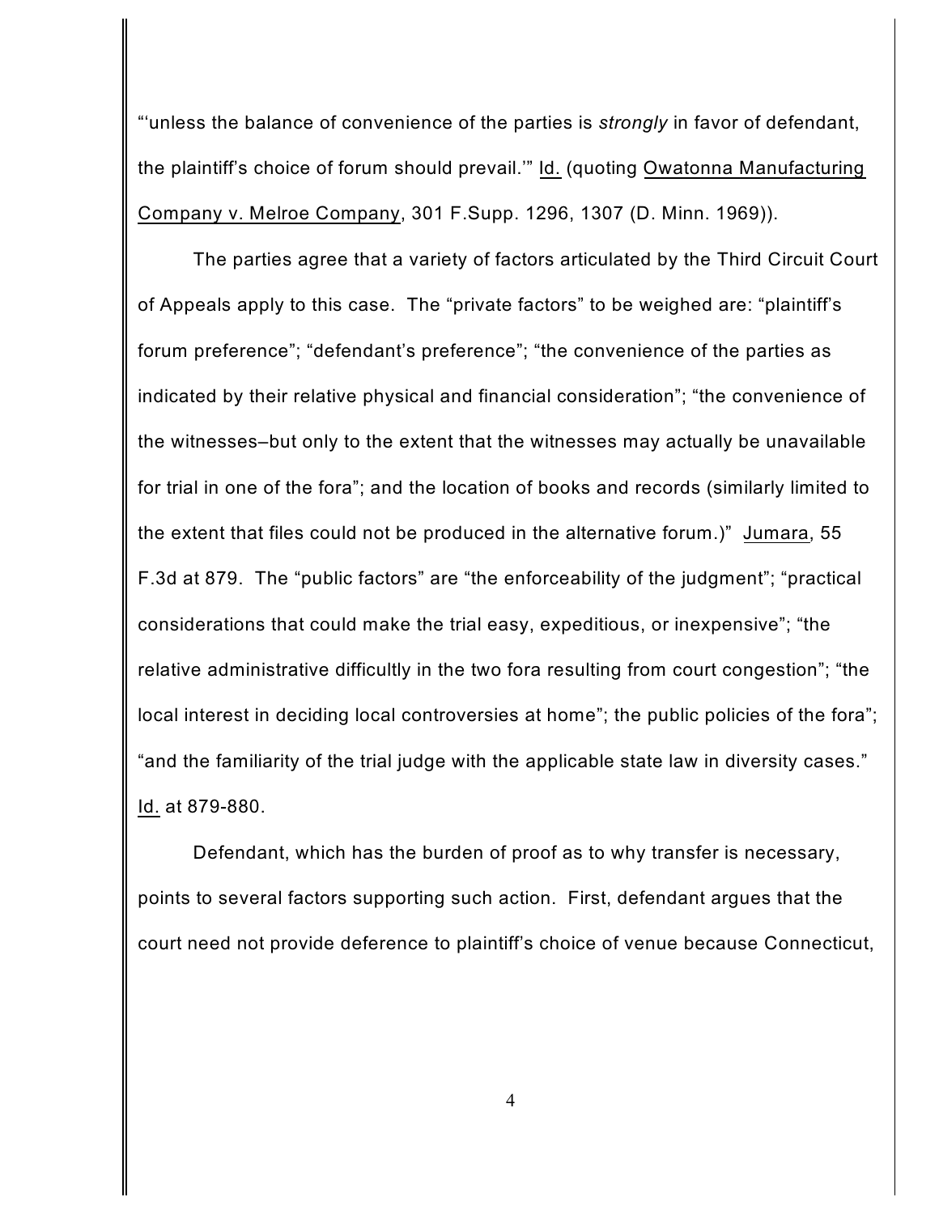"'unless the balance of convenience of the parties is *strongly* in favor of defendant, the plaintiff's choice of forum should prevail.'" Id. (quoting Owatonna Manufacturing Company v. Melroe Company, 301 F.Supp. 1296, 1307 (D. Minn. 1969)).

The parties agree that a variety of factors articulated by the Third Circuit Court of Appeals apply to this case. The "private factors" to be weighed are: "plaintiff's forum preference"; "defendant's preference"; "the convenience of the parties as indicated by their relative physical and financial consideration"; "the convenience of the witnesses–but only to the extent that the witnesses may actually be unavailable for trial in one of the fora"; and the location of books and records (similarly limited to the extent that files could not be produced in the alternative forum.)" Jumara, 55 F.3d at 879. The "public factors" are "the enforceability of the judgment"; "practical considerations that could make the trial easy, expeditious, or inexpensive"; "the relative administrative difficultly in the two fora resulting from court congestion"; "the local interest in deciding local controversies at home"; the public policies of the fora"; "and the familiarity of the trial judge with the applicable state law in diversity cases." Id. at 879-880.

Defendant, which has the burden of proof as to why transfer is necessary, points to several factors supporting such action. First, defendant argues that the court need not provide deference to plaintiff's choice of venue because Connecticut,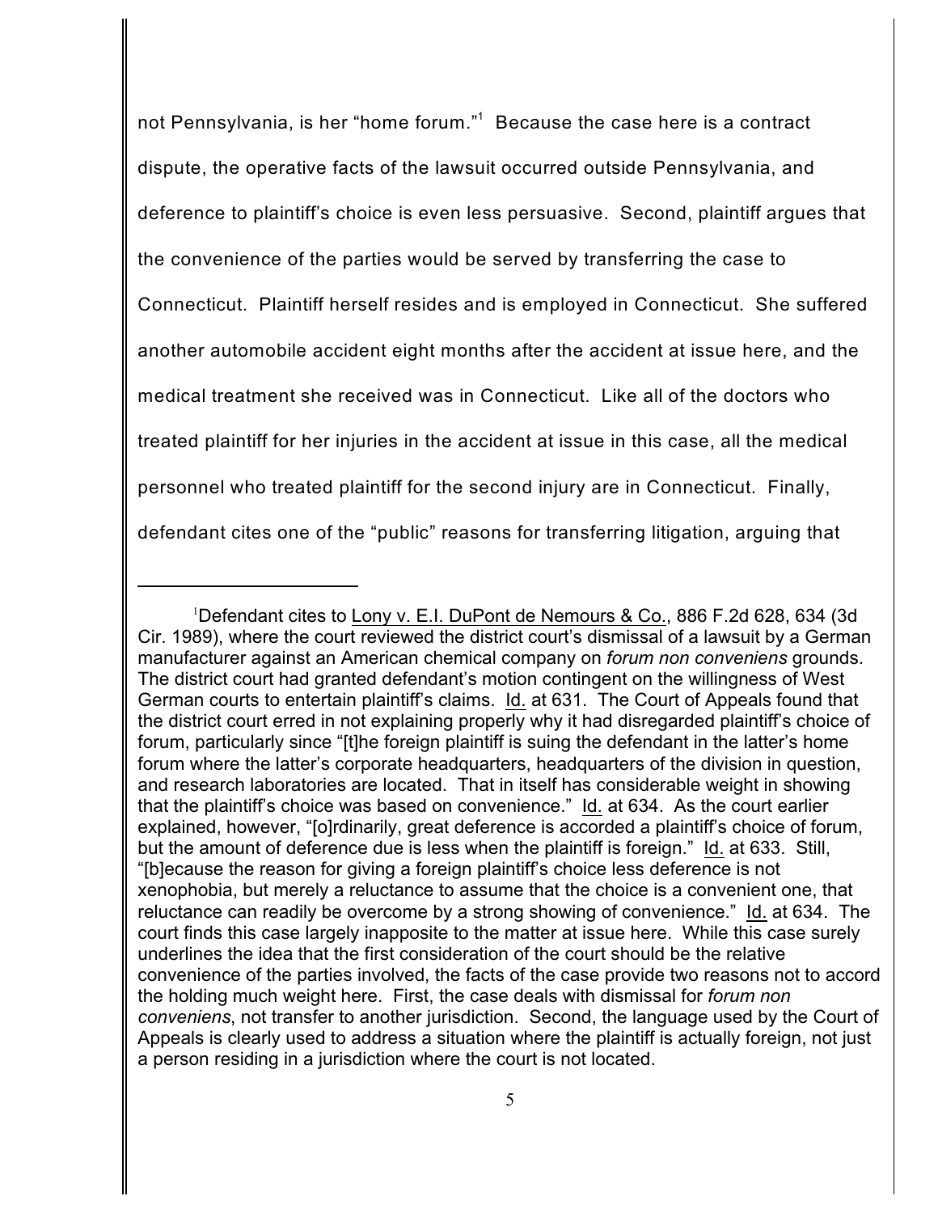not Pennsylvania, is her "home forum."[1] Because the case here is a contract dispute, the operative facts of the lawsuit occurred outside Pennsylvania, and deference to plaintiff's choice is even less persuasive. Second, plaintiff argues that the convenience of the parties would be served by transferring the case to Connecticut. Plaintiff herself resides and is employed in Connecticut. She suffered another automobile accident eight months after the accident at issue here, and the medical treatment she received was in Connecticut. Like all of the doctors who treated plaintiff for her injuries in the accident at issue in this case, all the medical personnel who treated plaintiff for the second injury are in Connecticut. Finally, defendant cites one of the "public" reasons for transferring litigation, arguing that

---

[1] Defendant cites to Lony v. E.I. DuPont de Nemours & Co., 886 F.2d 628, 634 (3d Cir. 1989), where the court reviewed the district court's dismissal of a lawsuit by a German manufacturer against an American chemical company on *forum non conveniens* grounds. The district court had granted defendant's motion contingent on the willingness of West German courts to entertain plaintiff's claims. Id. at 631. The Court of Appeals found that the district court erred in not explaining properly why it had disregarded plaintiff's choice of forum, particularly since "[t]he foreign plaintiff is suing the defendant in the latter's home forum where the latter's corporate headquarters, headquarters of the division in question, and research laboratories are located. That in itself has considerable weight in showing that the plaintiff's choice was based on convenience." Id. at 634. As the court earlier explained, however, "[o]rdinarily, great deference is accorded a plaintiff's choice of forum, but the amount of deference due is less when the plaintiff is foreign." Id. at 633. Still, "[b]ecause the reason for giving a foreign plaintiff's choice less deference is not xenophobia, but merely a reluctance to assume that the choice is a convenient one, that reluctance can readily be overcome by a strong showing of convenience." Id. at 634. The court finds this case largely inapposite to the matter at issue here. While this case surely underlines the idea that the first consideration of the court should be the relative convenience of the parties involved, the facts of the case provide two reasons not to accord the holding much weight here. First, the case deals with dismissal for *forum non conveniens*, not transfer to another jurisdiction. Second, the language used by the Court of Appeals is clearly used to address a situation where the plaintiff is actually foreign, not just a person residing in a jurisdiction where the court is not located.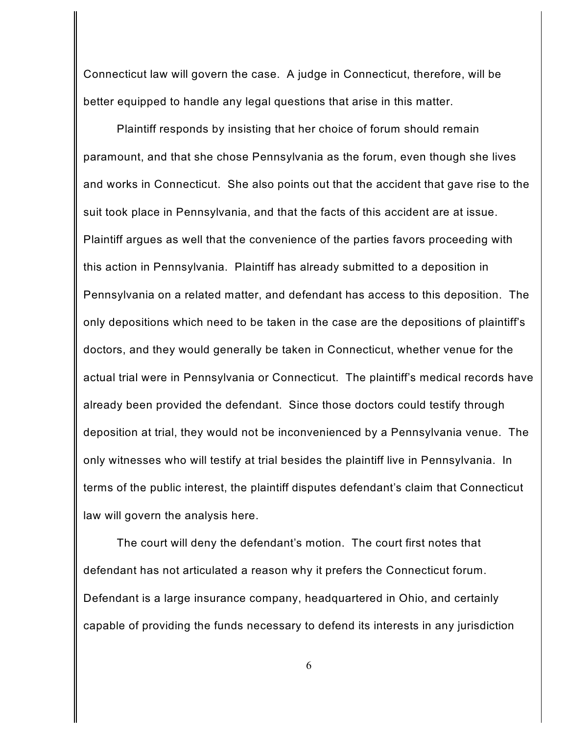Connecticut law will govern the case. A judge in Connecticut, therefore, will be better equipped to handle any legal questions that arise in this matter.

Plaintiff responds by insisting that her choice of forum should remain paramount, and that she chose Pennsylvania as the forum, even though she lives and works in Connecticut. She also points out that the accident that gave rise to the suit took place in Pennsylvania, and that the facts of this accident are at issue. Plaintiff argues as well that the convenience of the parties favors proceeding with this action in Pennsylvania. Plaintiff has already submitted to a deposition in Pennsylvania on a related matter, and defendant has access to this deposition. The only depositions which need to be taken in the case are the depositions of plaintiff's doctors, and they would generally be taken in Connecticut, whether venue for the actual trial were in Pennsylvania or Connecticut. The plaintiff's medical records have already been provided the defendant. Since those doctors could testify through deposition at trial, they would not be inconvenienced by a Pennsylvania venue. The only witnesses who will testify at trial besides the plaintiff live in Pennsylvania. In terms of the public interest, the plaintiff disputes defendant's claim that Connecticut law will govern the analysis here.

The court will deny the defendant's motion. The court first notes that defendant has not articulated a reason why it prefers the Connecticut forum. Defendant is a large insurance company, headquartered in Ohio, and certainly capable of providing the funds necessary to defend its interests in any jurisdiction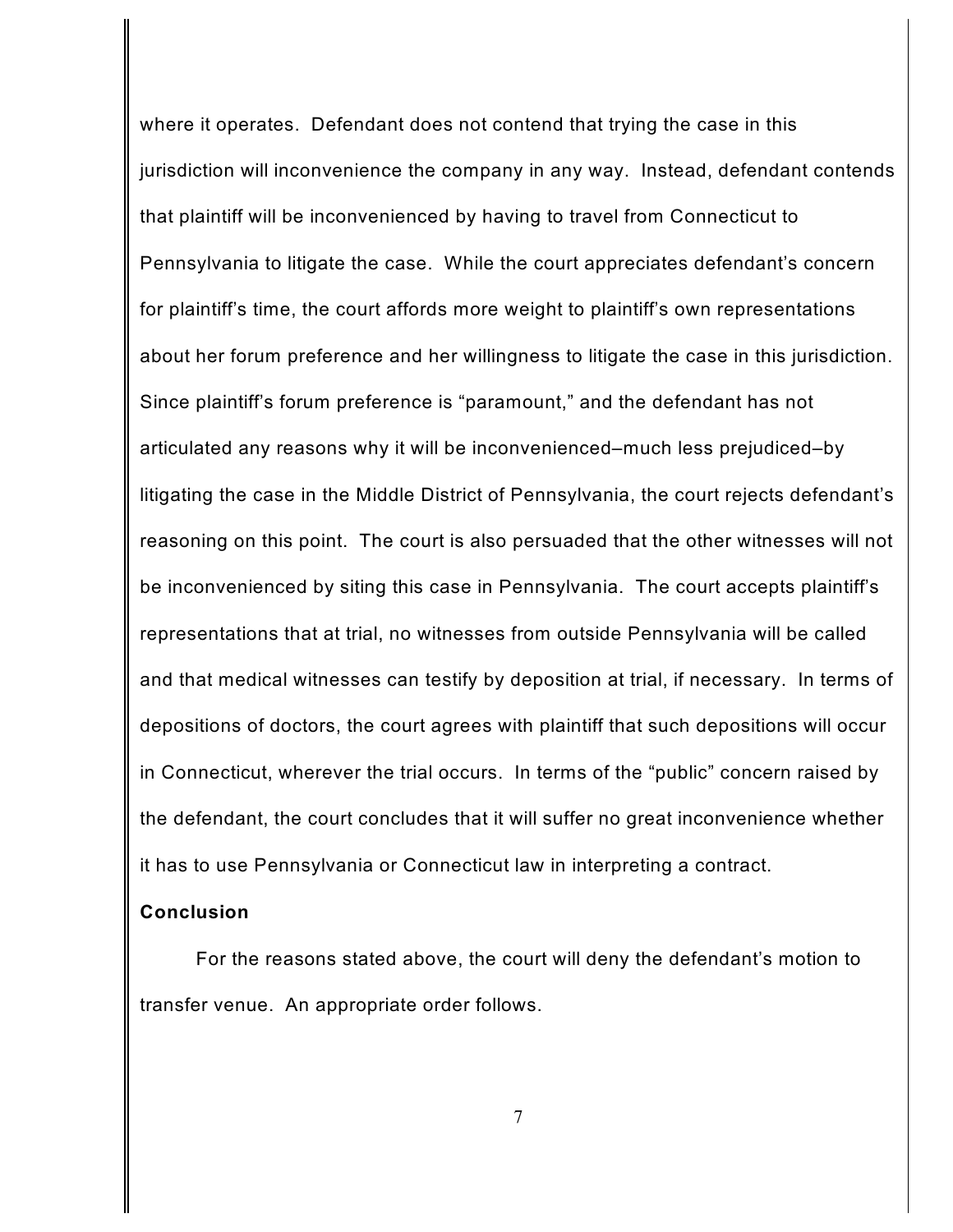where it operates. Defendant does not contend that trying the case in this jurisdiction will inconvenience the company in any way. Instead, defendant contends that plaintiff will be inconvenienced by having to travel from Connecticut to Pennsylvania to litigate the case. While the court appreciates defendant's concern for plaintiff's time, the court affords more weight to plaintiff's own representations about her forum preference and her willingness to litigate the case in this jurisdiction. Since plaintiff's forum preference is "paramount," and the defendant has not articulated any reasons why it will be inconvenienced–much less prejudiced–by litigating the case in the Middle District of Pennsylvania, the court rejects defendant's reasoning on this point. The court is also persuaded that the other witnesses will not be inconvenienced by siting this case in Pennsylvania. The court accepts plaintiff's representations that at trial, no witnesses from outside Pennsylvania will be called and that medical witnesses can testify by deposition at trial, if necessary. In terms of depositions of doctors, the court agrees with plaintiff that such depositions will occur in Connecticut, wherever the trial occurs. In terms of the "public" concern raised by the defendant, the court concludes that it will suffer no great inconvenience whether it has to use Pennsylvania or Connecticut law in interpreting a contract.

**Conclusion**

For the reasons stated above, the court will deny the defendant's motion to transfer venue. An appropriate order follows.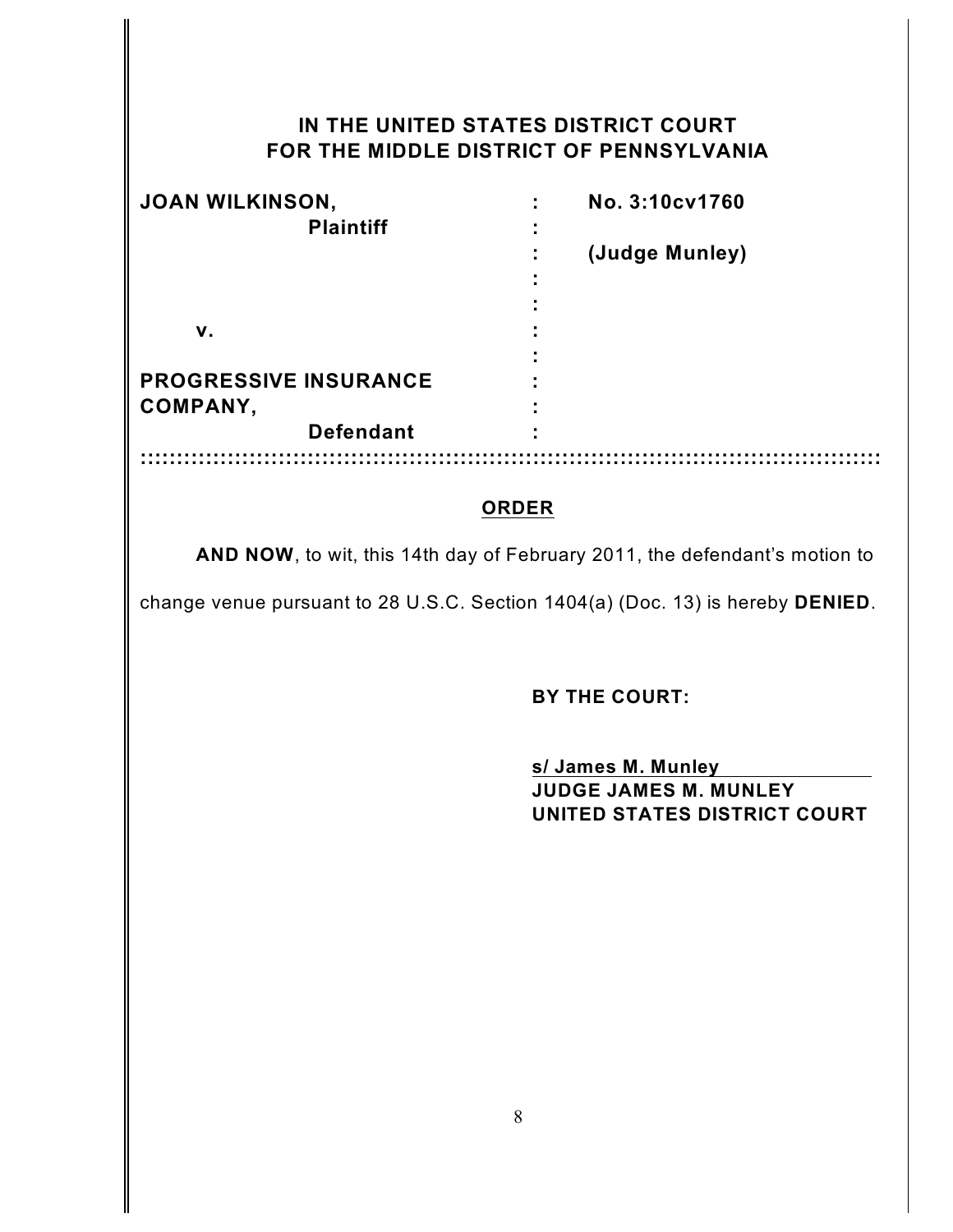**IN THE UNITED STATES DISTRICT COURT**
**FOR THE MIDDLE DISTRICT OF PENNSYLVANIA**

| | | |
|---|---|---|
| **JOAN WILKINSON,** | : | **No. 3:10cv1760** |
| **Plaintiff** | : | |
| | : | **(Judge Munley)** |
| | : | |
| | : | |
| **v.** | : | |
| | : | |
| **PROGRESSIVE INSURANCE** | : | |
| **COMPANY,** | : | |
| **Defendant** | : | |

::::::::::::::::::::::::::::::::::::::::::::::::::::::::::::::::::::::::::::::::::::::::::::::::::::::::::::::::::::

**ORDER**

**AND NOW**, to wit, this 14th day of February 2011, the defendant's motion to change venue pursuant to 28 U.S.C. Section 1404(a) (Doc. 13) is hereby **DENIED**.

**BY THE COURT:**

**s/ James M. Munley**
**JUDGE JAMES M. MUNLEY**
**UNITED STATES DISTRICT COURT**